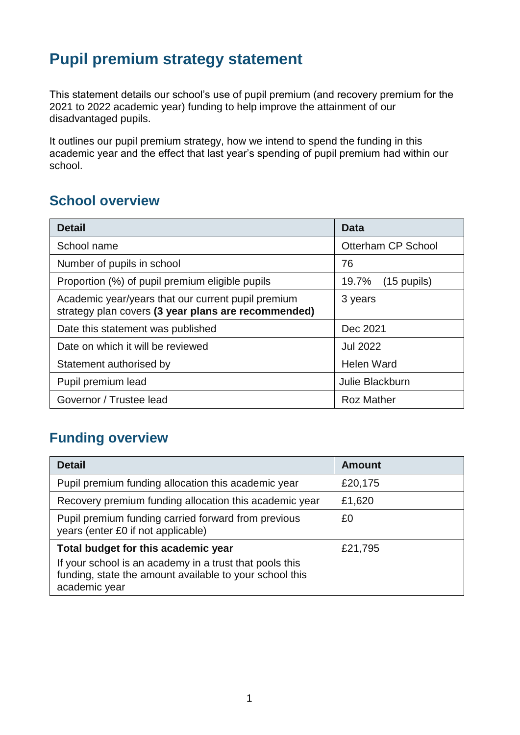# Pupil premium strategy statement

This statement details our school's use of pupil premium (and recovery premium for the 2021 to 2022 academic year) funding to help improve the attainment of our disadvantaged pupils.

It outlines our pupil premium strategy, how we intend to spend the funding in this academic year and the effect that last year's spending of pupil premium had within our school.

## School overview

| Detail | Data |
|---|---|
| School name | Otterham CP School |
| Number of pupils in school | 76 |
| Proportion (%) of pupil premium eligible pupils | 19.7% (15 pupils) |
| Academic year/years that our current pupil premium strategy plan covers **(3 year plans are recommended)** | 3 years |
| Date this statement was published | Dec 2021 |
| Date on which it will be reviewed | Jul 2022 |
| Statement authorised by | Helen Ward |
| Pupil premium lead | Julie Blackburn |
| Governor / Trustee lead | Roz Mather |

## Funding overview

| Detail | Amount |
|---|---|
| Pupil premium funding allocation this academic year | £20,175 |
| Recovery premium funding allocation this academic year | £1,620 |
| Pupil premium funding carried forward from previous years (enter £0 if not applicable) | £0 |
| **Total budget for this academic year** If your school is an academy in a trust that pools this funding, state the amount available to your school this academic year | £21,795 |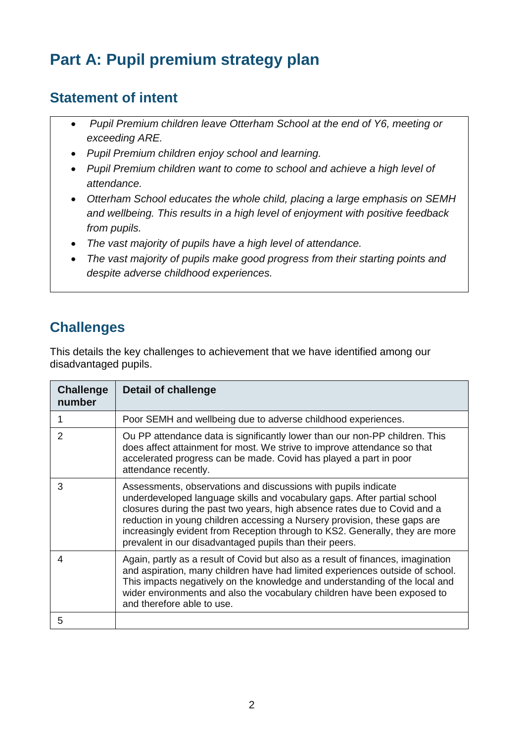# Part A: Pupil premium strategy plan

## Statement of intent

- *Pupil Premium children leave Otterham School at the end of Y6, meeting or exceeding ARE.*
- *Pupil Premium children enjoy school and learning.*
- *Pupil Premium children want to come to school and achieve a high level of attendance.*
- *Otterham School educates the whole child, placing a large emphasis on SEMH and wellbeing. This results in a high level of enjoyment with positive feedback from pupils.*
- *The vast majority of pupils have a high level of attendance.*
- *The vast majority of pupils make good progress from their starting points and despite adverse childhood experiences.*

## Challenges

This details the key challenges to achievement that we have identified among our disadvantaged pupils.

| Challenge number | Detail of challenge |
|---|---|
| 1 | Poor SEMH and wellbeing due to adverse childhood experiences. |
| 2 | Ou PP attendance data is significantly lower than our non-PP children. This does affect attainment for most. We strive to improve attendance so that accelerated progress can be made. Covid has played a part in poor attendance recently. |
| 3 | Assessments, observations and discussions with pupils indicate underdeveloped language skills and vocabulary gaps. After partial school closures during the past two years, high absence rates due to Covid and a reduction in young children accessing a Nursery provision, these gaps are increasingly evident from Reception through to KS2. Generally, they are more prevalent in our disadvantaged pupils than their peers. |
| 4 | Again, partly as a result of Covid but also as a result of finances, imagination and aspiration, many children have had limited experiences outside of school. This impacts negatively on the knowledge and understanding of the local and wider environments and also the vocabulary children have been exposed to and therefore able to use. |
| 5 | |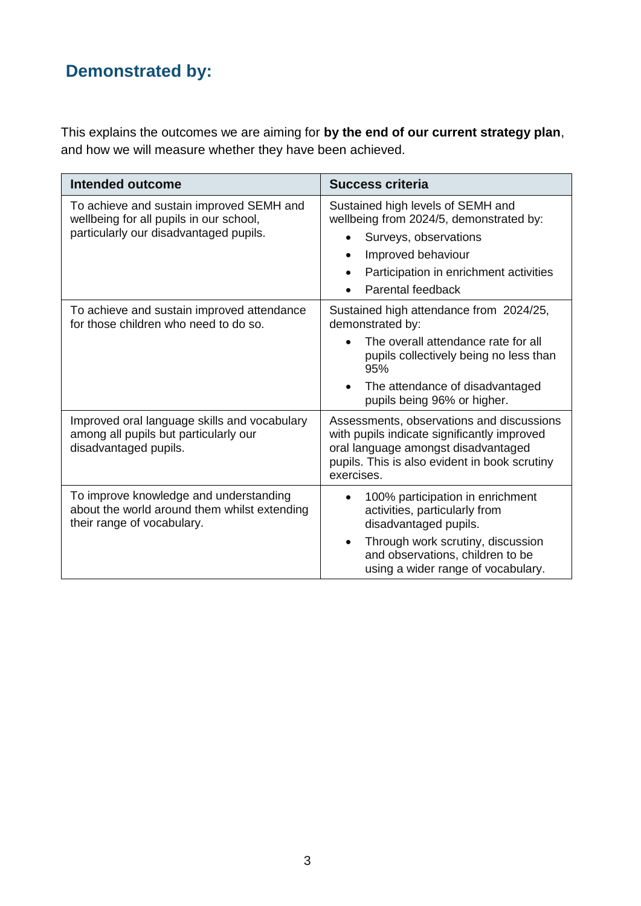## Demonstrated by:

This explains the outcomes we are aiming for **by the end of our current strategy plan**, and how we will measure whether they have been achieved.

| Intended outcome | Success criteria |
|---|---|
| To achieve and sustain improved SEMH and wellbeing for all pupils in our school, particularly our disadvantaged pupils. | Sustained high levels of SEMH and wellbeing from 2024/5, demonstrated by:<br>• Surveys, observations<br>• Improved behaviour<br>• Participation in enrichment activities<br>• Parental feedback |
| To achieve and sustain improved attendance for those children who need to do so. | Sustained high attendance from 2024/25, demonstrated by:<br>• The overall attendance rate for all pupils collectively being no less than 95%<br>• The attendance of disadvantaged pupils being 96% or higher. |
| Improved oral language skills and vocabulary among all pupils but particularly our disadvantaged pupils. | Assessments, observations and discussions with pupils indicate significantly improved oral language amongst disadvantaged pupils. This is also evident in book scrutiny exercises. |
| To improve knowledge and understanding about the world around them whilst extending their range of vocabulary. | • 100% participation in enrichment activities, particularly from disadvantaged pupils.<br>• Through work scrutiny, discussion and observations, children to be using a wider range of vocabulary. |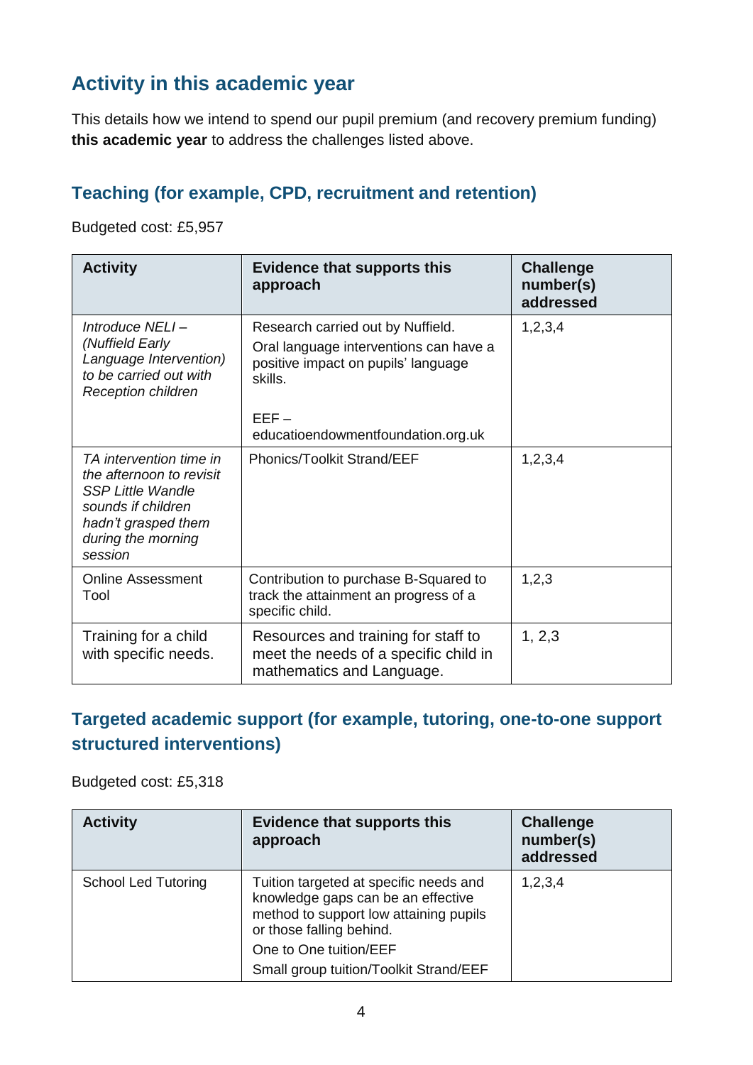## Activity in this academic year

This details how we intend to spend our pupil premium (and recovery premium funding) **this academic year** to address the challenges listed above.

### Teaching (for example, CPD, recruitment and retention)

Budgeted cost: £5,957

| Activity | Evidence that supports this approach | Challenge number(s) addressed |
|---|---|---|
| *Introduce NELI – (Nuffield Early Language Intervention) to be carried out with Reception children* | Research carried out by Nuffield.<br>Oral language interventions can have a positive impact on pupils' language skills.<br><br>EEF – educatioendowmentfoundation.org.uk | 1,2,3,4 |
| *TA intervention time in the afternoon to revisit SSP Little Wandle sounds if children hadn't grasped them during the morning session* | Phonics/Toolkit Strand/EEF | 1,2,3,4 |
| Online Assessment Tool | Contribution to purchase B-Squared to track the attainment an progress of a specific child. | 1,2,3 |
| Training for a child with specific needs. | Resources and training for staff to meet the needs of a specific child in mathematics and Language. | 1, 2,3 |

### Targeted academic support (for example, tutoring, one-to-one support structured interventions)

Budgeted cost: £5,318

| Activity | Evidence that supports this approach | Challenge number(s) addressed |
|---|---|---|
| School Led Tutoring | Tuition targeted at specific needs and knowledge gaps can be an effective method to support low attaining pupils or those falling behind.<br>One to One tuition/EEF<br>Small group tuition/Toolkit Strand/EEF | 1,2,3,4 |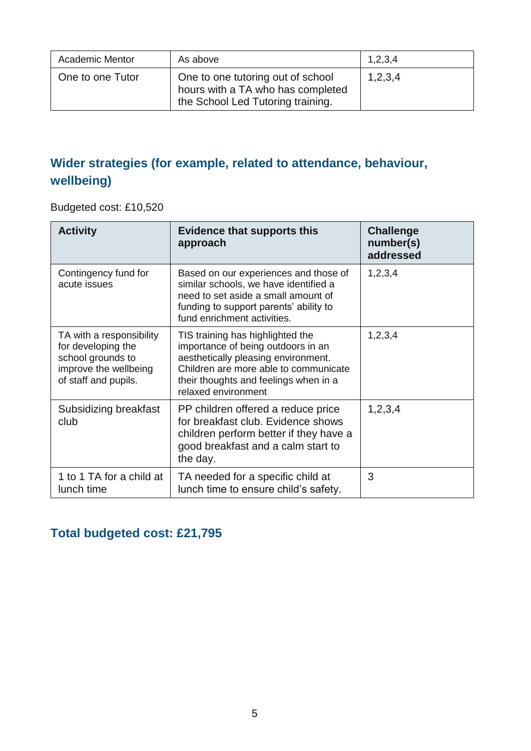| Academic Mentor | As above | 1,2,3,4 |
|---|---|---|
| One to one Tutor | One to one tutoring out of school hours with a TA who has completed the School Led Tutoring training. | 1,2,3,4 |

## Wider strategies (for example, related to attendance, behaviour, wellbeing)

Budgeted cost: £10,520

| Activity | Evidence that supports this approach | Challenge number(s) addressed |
|---|---|---|
| Contingency fund for acute issues | Based on our experiences and those of similar schools, we have identified a need to set aside a small amount of funding to support parents' ability to fund enrichment activities. | 1,2,3,4 |
| TA with a responsibility for developing the school grounds to improve the wellbeing of staff and pupils. | TIS training has highlighted the importance of being outdoors in an aesthetically pleasing environment. Children are more able to communicate their thoughts and feelings when in a relaxed environment | 1,2,3,4 |
| Subsidizing breakfast club | PP children offered a reduce price for breakfast club. Evidence shows children perform better if they have a good breakfast and a calm start to the day. | 1,2,3,4 |
| 1 to 1 TA for a child at lunch time | TA needed for a specific child at lunch time to ensure child's safety. | 3 |

## Total budgeted cost: £21,795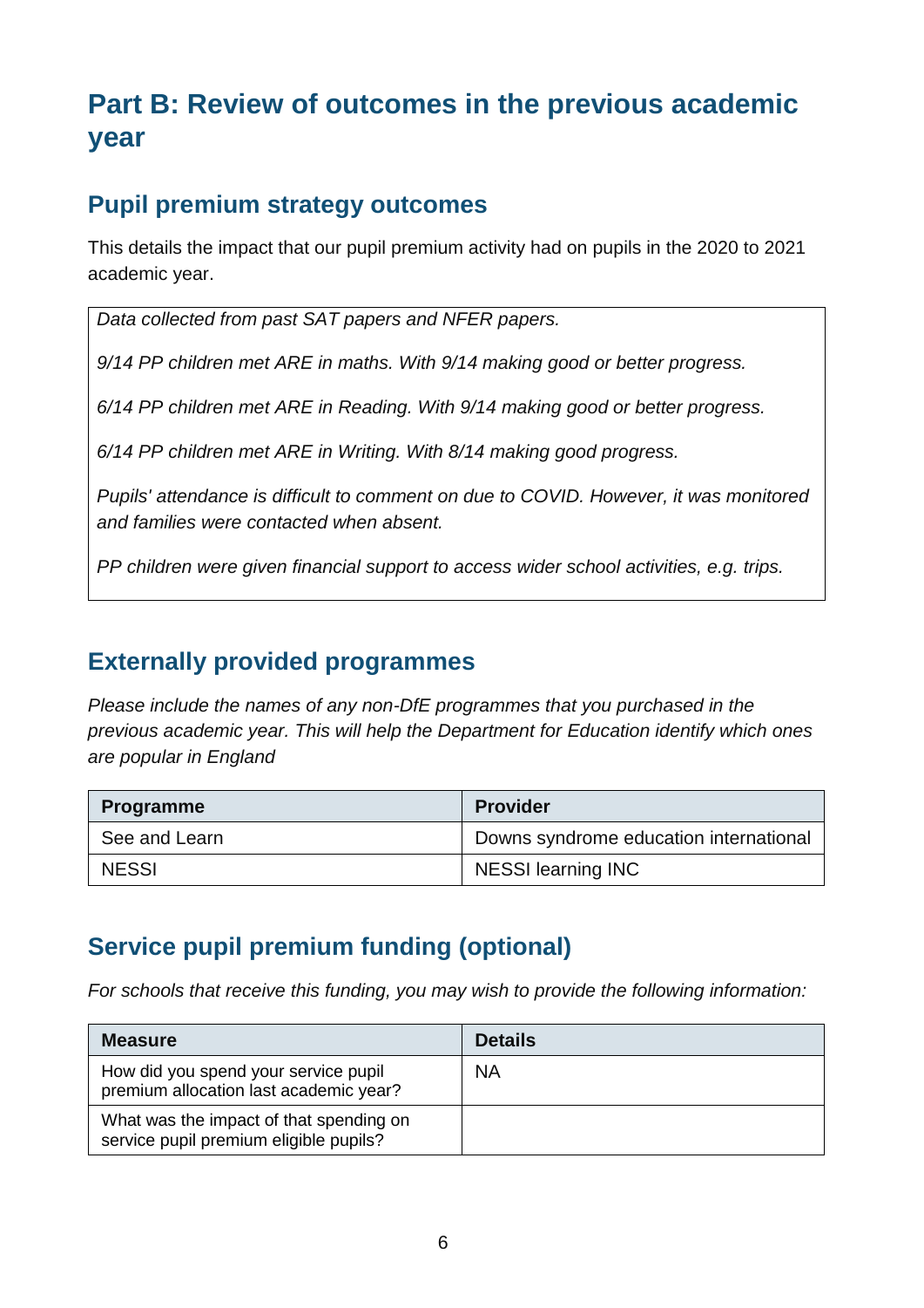# Part B: Review of outcomes in the previous academic year

## Pupil premium strategy outcomes

This details the impact that our pupil premium activity had on pupils in the 2020 to 2021 academic year.

*Data collected from past SAT papers and NFER papers.*

*9/14 PP children met ARE in maths. With 9/14 making good or better progress.*

*6/14 PP children met ARE in Reading. With 9/14 making good or better progress.*

*6/14 PP children met ARE in Writing. With 8/14 making good progress.*

*Pupils' attendance is difficult to comment on due to COVID. However, it was monitored and families were contacted when absent.*

*PP children were given financial support to access wider school activities, e.g. trips.*

## Externally provided programmes

*Please include the names of any non-DfE programmes that you purchased in the previous academic year. This will help the Department for Education identify which ones are popular in England*

| Programme | Provider |
|---|---|
| See and Learn | Downs syndrome education international |
| NESSI | NESSI learning INC |

## Service pupil premium funding (optional)

*For schools that receive this funding, you may wish to provide the following information:*

| Measure | Details |
|---|---|
| How did you spend your service pupil premium allocation last academic year? | NA |
| What was the impact of that spending on service pupil premium eligible pupils? | |